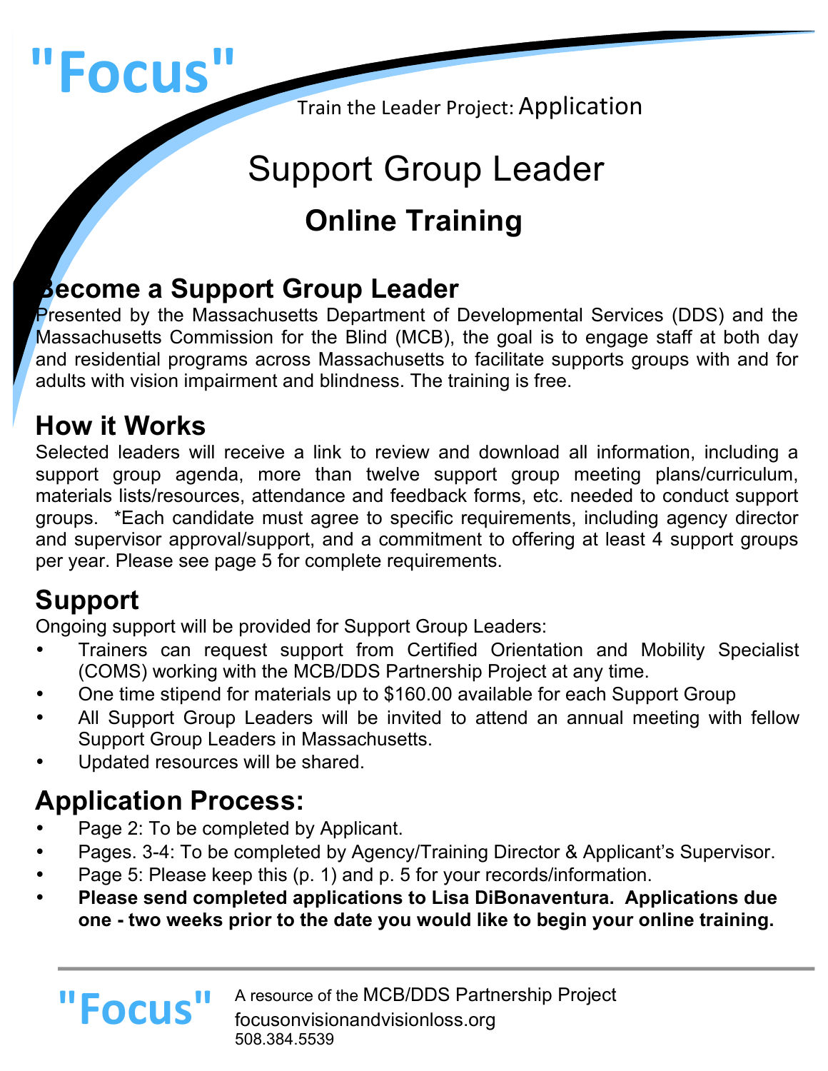# "Focus"

Train the Leader Project: Application

# Support Group Leader

## Online Training

## Become a Support Group Leader

Presented by the Massachusetts Department of Developmental Services (DDS) and the Massachusetts Commission for the Blind (MCB), the goal is to engage staff at both day and residential programs across Massachusetts to facilitate supports groups with and for adults with vision impairment and blindness. The training is free.

## How it Works

Selected leaders will receive a link to review and download all information, including a support group agenda, more than twelve support group meeting plans/curriculum, materials lists/resources, attendance and feedback forms, etc. needed to conduct support groups. *Each candidate must agree to specific requirements, including agency director and supervisor approval/support, and a commitment to offering at least 4 support groups per year. Please see page 5 for complete requirements.

## Support

Ongoing support will be provided for Support Group Leaders:

- Trainers can request support from Certified Orientation and Mobility Specialist (COMS) working with the MCB/DDS Partnership Project at any time.
- One time stipend for materials up to $160.00 available for each Support Group
- All Support Group Leaders will be invited to attend an annual meeting with fellow Support Group Leaders in Massachusetts.
- Updated resources will be shared.

## Application Process:

- Page 2: To be completed by Applicant.
- Pages. 3-4: To be completed by Agency/Training Director & Applicant's Supervisor.
- Page 5: Please keep this (p. 1) and p. 5 for your records/information.
- **Please send completed applications to Lisa DiBonaventura. Applications due one - two weeks prior to the date you would like to begin your online training.**

"Focus" A resource of the MCB/DDS Partnership Project
focusonvisionandvisionloss.org
508.384.5539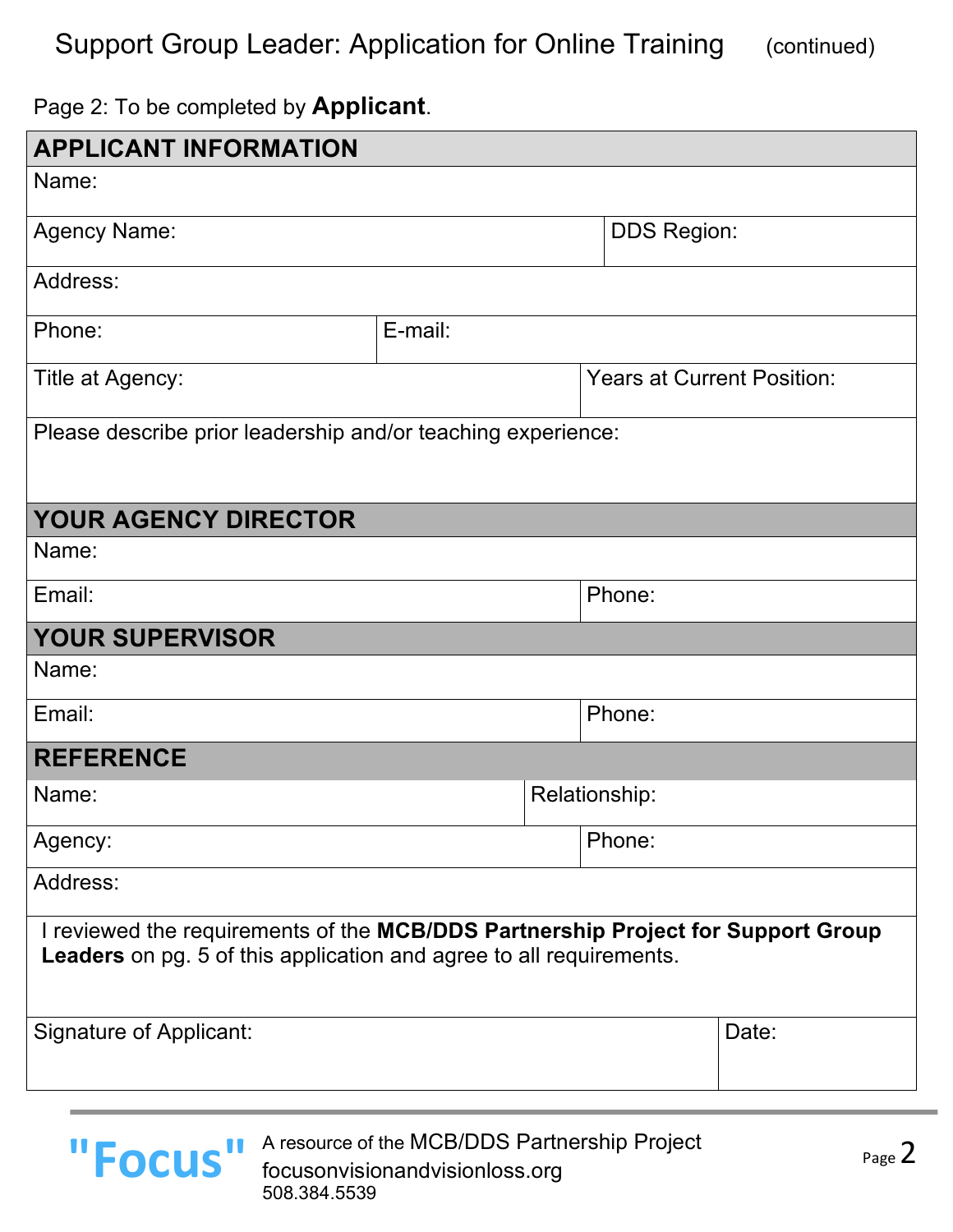Support Group Leader: Application for Online Training (continued)

Page 2: To be completed by **Applicant**.

| **APPLICANT INFORMATION** | |
|---|---|
| Name: | |
| Agency Name: | DDS Region: |
| Address: | |
| Phone: | E-mail: |
| Title at Agency: | Years at Current Position: |
| Please describe prior leadership and/or teaching experience: | |
| **YOUR AGENCY DIRECTOR** | |
| Name: | |
| Email: | Phone: |
| **YOUR SUPERVISOR** | |
| Name: | |
| Email: | Phone: |
| **REFERENCE** | |
| Name: | Relationship: |
| Agency: | Phone: |
| Address: | |
| I reviewed the requirements of the **MCB/DDS Partnership Project for Support Group Leaders** on pg. 5 of this application and agree to all requirements. | |
| Signature of Applicant: | Date: |

"Focus" A resource of the MCB/DDS Partnership Project
focusonvisionandvisionloss.org
508.384.5539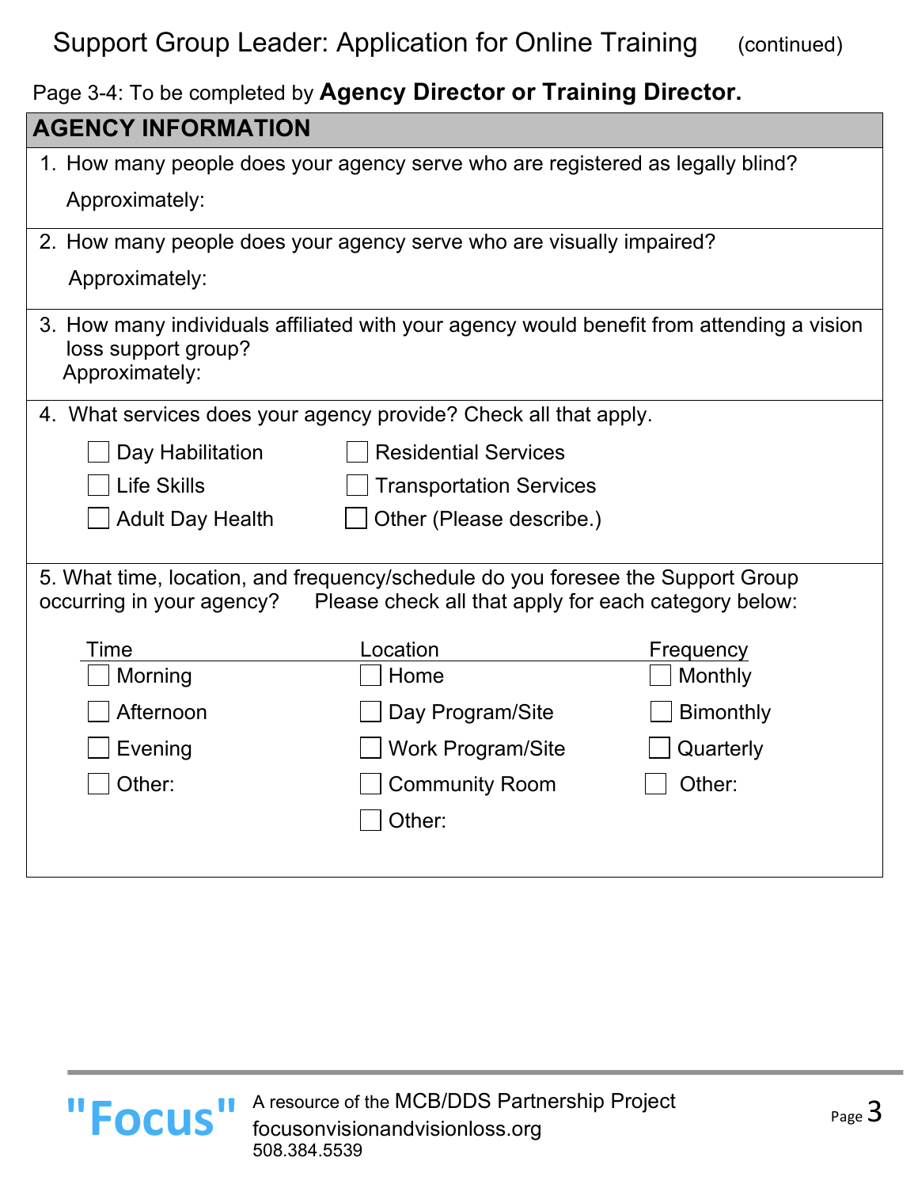# Support Group Leader: Application for Online Training (continued)

Page 3-4: To be completed by **Agency Director or Training Director.**

## AGENCY INFORMATION

1. How many people does your agency serve who are registered as legally blind?

   Approximately:

2. How many people does your agency serve who are visually impaired?

   Approximately:

3. How many individuals affiliated with your agency would benefit from attending a vision loss support group?

   Approximately:

4. What services does your agency provide? Check all that apply.

   - ☐ Day Habilitation
   - ☐ Life Skills
   - ☐ Adult Day Health
   - ☐ Residential Services
   - ☐ Transportation Services
   - ☐ Other (Please describe.)

5. What time, location, and frequency/schedule do you foresee the Support Group occurring in your agency? Please check all that apply for each category below:

| Time | Location | Frequency |
|---|---|---|
| ☐ Morning | ☐ Home | ☐ Monthly |
| ☐ Afternoon | ☐ Day Program/Site | ☐ Bimonthly |
| ☐ Evening | ☐ Work Program/Site | ☐ Quarterly |
| ☐ Other: | ☐ Community Room | ☐ Other: |
| | ☐ Other: | |

"Focus" A resource of the MCB/DDS Partnership Project
focusonvisionandvisionloss.org
508.384.5539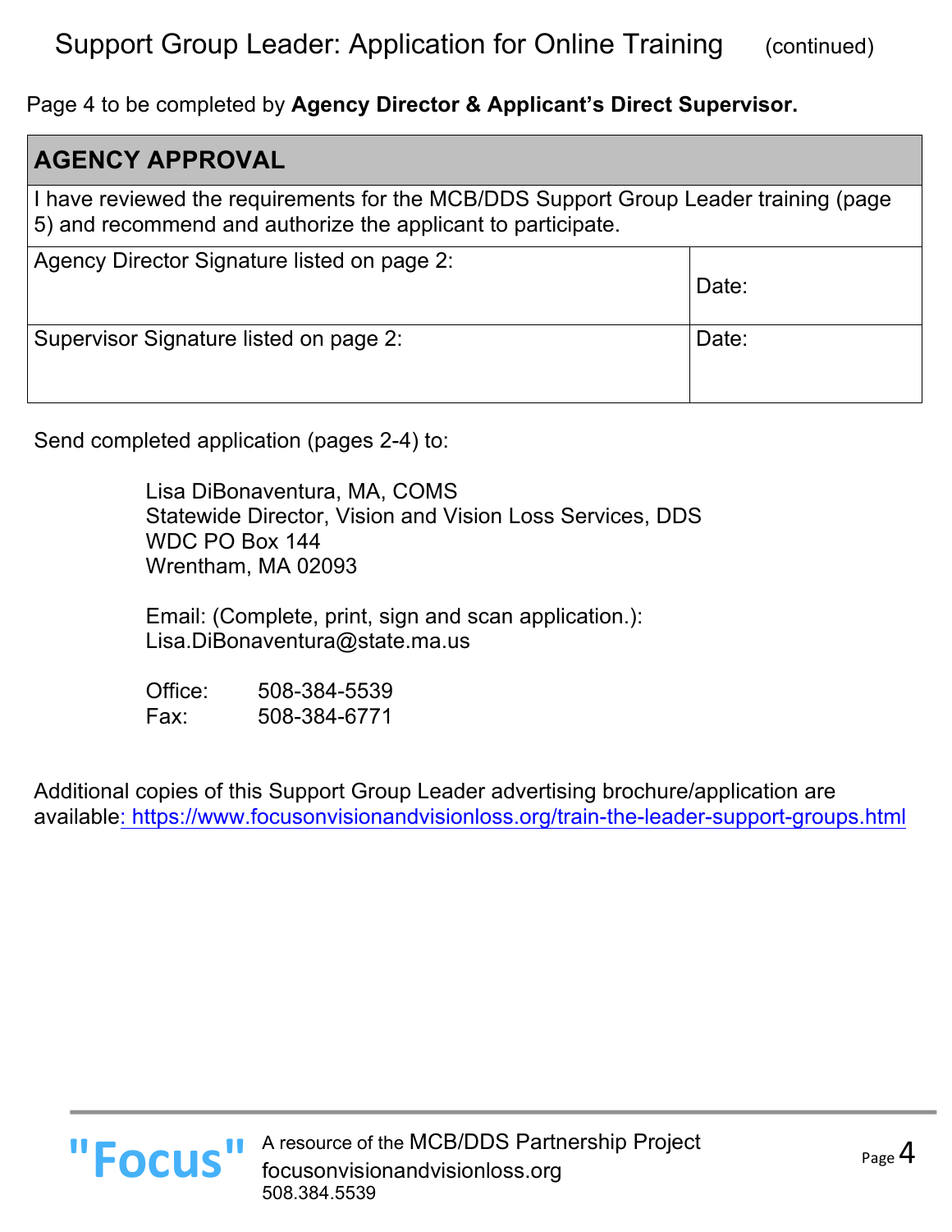# Support Group Leader: Application for Online Training (continued)

Page 4 to be completed by **Agency Director & Applicant's Direct Supervisor.**

| AGENCY APPROVAL | |
|---|---|
| I have reviewed the requirements for the MCB/DDS Support Group Leader training (page 5) and recommend and authorize the applicant to participate. | |
| Agency Director Signature listed on page 2: | Date: |
| Supervisor Signature listed on page 2: | Date: |

Send completed application (pages 2-4) to:

Lisa DiBonaventura, MA, COMS
Statewide Director, Vision and Vision Loss Services, DDS
WDC PO Box 144
Wrentham, MA 02093

Email: (Complete, print, sign and scan application.):
Lisa.DiBonaventura@state.ma.us

Office: 508-384-5539
Fax: 508-384-6771

Additional copies of this Support Group Leader advertising brochure/application are available: https://www.focusonvisionandvisionloss.org/train-the-leader-support-groups.html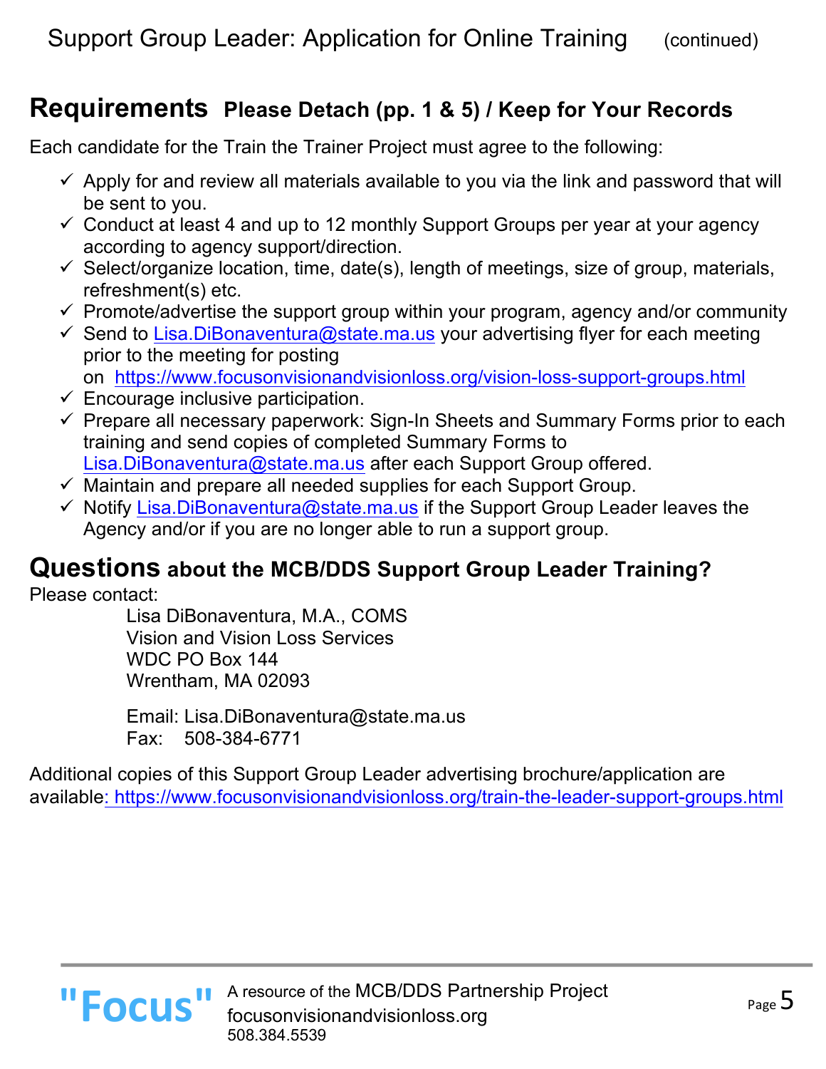Support Group Leader: Application for Online Training (continued)

## Requirements Please Detach (pp. 1 & 5) / Keep for Your Records

Each candidate for the Train the Trainer Project must agree to the following:

- ✓ Apply for and review all materials available to you via the link and password that will be sent to you.
- ✓ Conduct at least 4 and up to 12 monthly Support Groups per year at your agency according to agency support/direction.
- ✓ Select/organize location, time, date(s), length of meetings, size of group, materials, refreshment(s) etc.
- ✓ Promote/advertise the support group within your program, agency and/or community
- ✓ Send to Lisa.DiBonaventura@state.ma.us your advertising flyer for each meeting prior to the meeting for posting on https://www.focusonvisionandvisionloss.org/vision-loss-support-groups.html
- ✓ Encourage inclusive participation.
- ✓ Prepare all necessary paperwork: Sign-In Sheets and Summary Forms prior to each training and send copies of completed Summary Forms to Lisa.DiBonaventura@state.ma.us after each Support Group offered.
- ✓ Maintain and prepare all needed supplies for each Support Group.
- ✓ Notify Lisa.DiBonaventura@state.ma.us if the Support Group Leader leaves the Agency and/or if you are no longer able to run a support group.

## Questions about the MCB/DDS Support Group Leader Training?

Please contact:

Lisa DiBonaventura, M.A., COMS
Vision and Vision Loss Services
WDC PO Box 144
Wrentham, MA 02093

Email: Lisa.DiBonaventura@state.ma.us
Fax: 508-384-6771

Additional copies of this Support Group Leader advertising brochure/application are available: https://www.focusonvisionandvisionloss.org/train-the-leader-support-groups.html